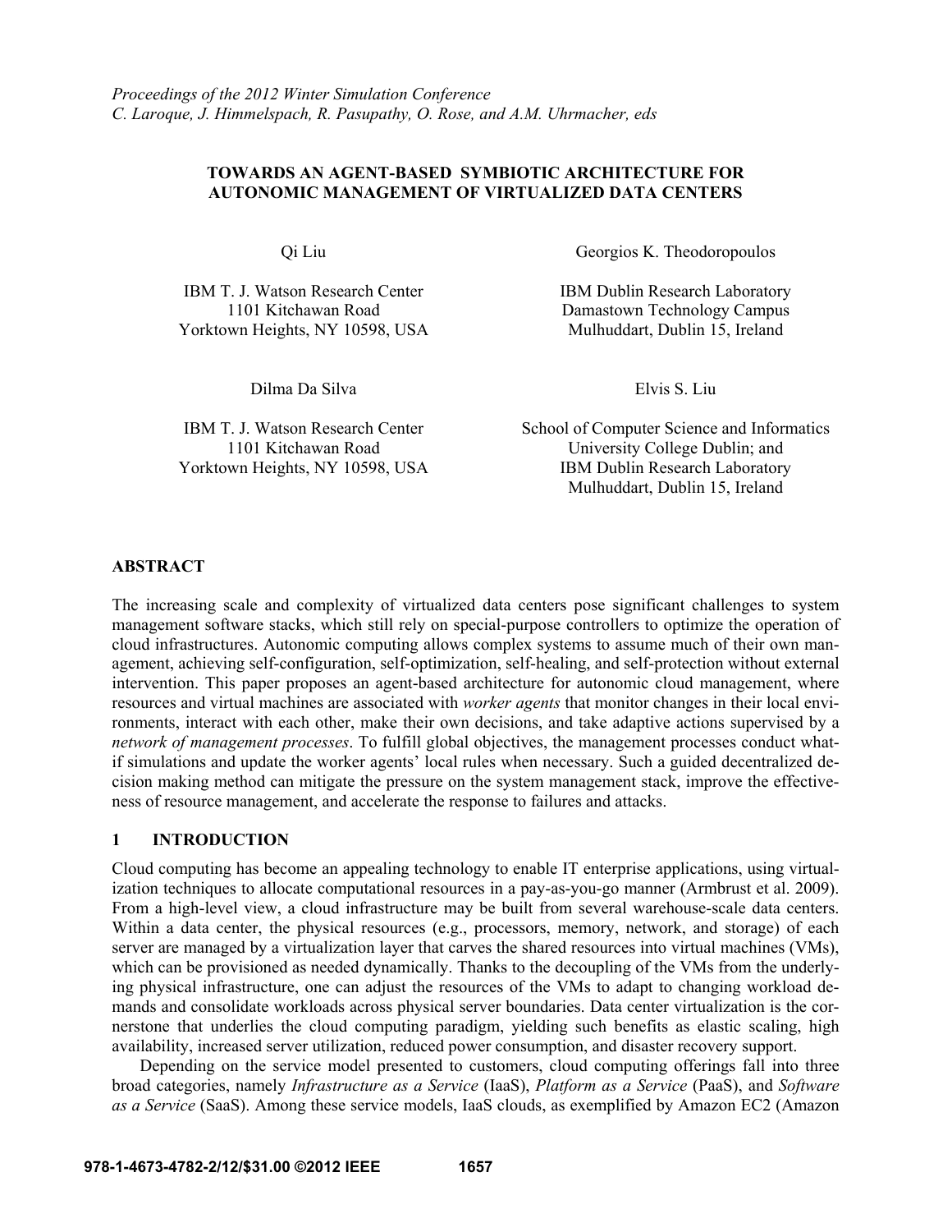*Proceedings of the 2012 Winter Simulation Conference*
*C. Laroque, J. Himmelspach, R. Pasupathy, O. Rose, and A.M. Uhrmacher, eds*

# TOWARDS AN AGENT-BASED SYMBIOTIC ARCHITECTURE FOR AUTONOMIC MANAGEMENT OF VIRTUALIZED DATA CENTERS

Qi Liu

IBM T. J. Watson Research Center
1101 Kitchawan Road
Yorktown Heights, NY 10598, USA

Georgios K. Theodoropoulos

IBM Dublin Research Laboratory
Damastown Technology Campus
Mulhuddart, Dublin 15, Ireland

Dilma Da Silva

IBM T. J. Watson Research Center
1101 Kitchawan Road
Yorktown Heights, NY 10598, USA

Elvis S. Liu

School of Computer Science and Informatics
University College Dublin; and
IBM Dublin Research Laboratory
Mulhuddart, Dublin 15, Ireland

## ABSTRACT

The increasing scale and complexity of virtualized data centers pose significant challenges to system management software stacks, which still rely on special-purpose controllers to optimize the operation of cloud infrastructures. Autonomic computing allows complex systems to assume much of their own management, achieving self-configuration, self-optimization, self-healing, and self-protection without external intervention. This paper proposes an agent-based architecture for autonomic cloud management, where resources and virtual machines are associated with *worker agents* that monitor changes in their local environments, interact with each other, make their own decisions, and take adaptive actions supervised by a *network of management processes*. To fulfill global objectives, the management processes conduct what-if simulations and update the worker agents' local rules when necessary. Such a guided decentralized decision making method can mitigate the pressure on the system management stack, improve the effectiveness of resource management, and accelerate the response to failures and attacks.

## 1 INTRODUCTION

Cloud computing has become an appealing technology to enable IT enterprise applications, using virtualization techniques to allocate computational resources in a pay-as-you-go manner (Armbrust et al. 2009). From a high-level view, a cloud infrastructure may be built from several warehouse-scale data centers. Within a data center, the physical resources (e.g., processors, memory, network, and storage) of each server are managed by a virtualization layer that carves the shared resources into virtual machines (VMs), which can be provisioned as needed dynamically. Thanks to the decoupling of the VMs from the underlying physical infrastructure, one can adjust the resources of the VMs to adapt to changing workload demands and consolidate workloads across physical server boundaries. Data center virtualization is the cornerstone that underlies the cloud computing paradigm, yielding such benefits as elastic scaling, high availability, increased server utilization, reduced power consumption, and disaster recovery support.

Depending on the service model presented to customers, cloud computing offerings fall into three broad categories, namely *Infrastructure as a Service* (IaaS), *Platform as a Service* (PaaS), and *Software as a Service* (SaaS). Among these service models, IaaS clouds, as exemplified by Amazon EC2 (Amazon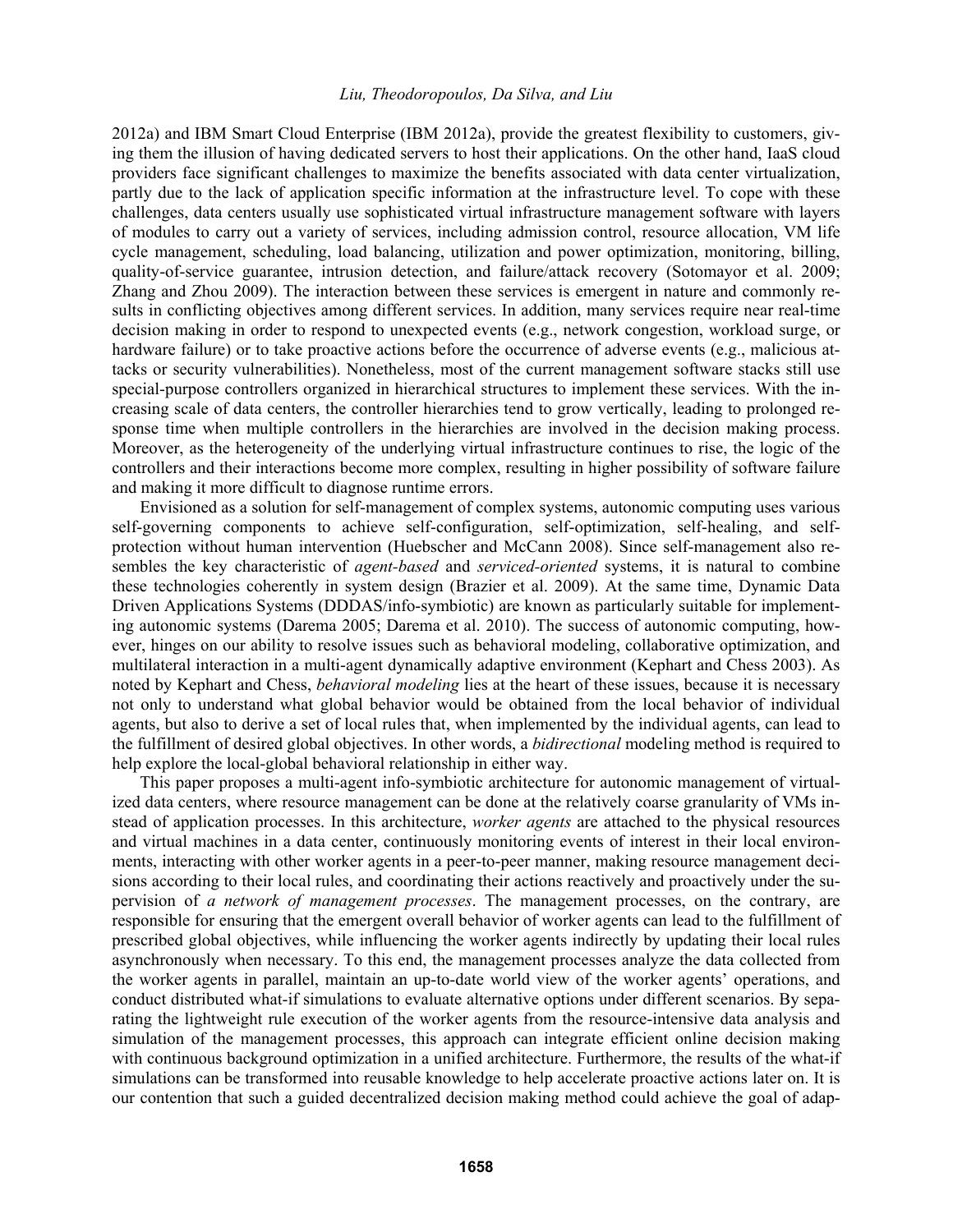2012a) and IBM Smart Cloud Enterprise (IBM 2012a), provide the greatest flexibility to customers, giving them the illusion of having dedicated servers to host their applications. On the other hand, IaaS cloud providers face significant challenges to maximize the benefits associated with data center virtualization, partly due to the lack of application specific information at the infrastructure level. To cope with these challenges, data centers usually use sophisticated virtual infrastructure management software with layers of modules to carry out a variety of services, including admission control, resource allocation, VM life cycle management, scheduling, load balancing, utilization and power optimization, monitoring, billing, quality-of-service guarantee, intrusion detection, and failure/attack recovery (Sotomayor et al. 2009; Zhang and Zhou 2009). The interaction between these services is emergent in nature and commonly results in conflicting objectives among different services. In addition, many services require near real-time decision making in order to respond to unexpected events (e.g., network congestion, workload surge, or hardware failure) or to take proactive actions before the occurrence of adverse events (e.g., malicious attacks or security vulnerabilities). Nonetheless, most of the current management software stacks still use special-purpose controllers organized in hierarchical structures to implement these services. With the increasing scale of data centers, the controller hierarchies tend to grow vertically, leading to prolonged response time when multiple controllers in the hierarchies are involved in the decision making process. Moreover, as the heterogeneity of the underlying virtual infrastructure continues to rise, the logic of the controllers and their interactions become more complex, resulting in higher possibility of software failure and making it more difficult to diagnose runtime errors.

Envisioned as a solution for self-management of complex systems, autonomic computing uses various self-governing components to achieve self-configuration, self-optimization, self-healing, and self-protection without human intervention (Huebscher and McCann 2008). Since self-management also resembles the key characteristic of *agent-based* and *serviced-oriented* systems, it is natural to combine these technologies coherently in system design (Brazier et al. 2009). At the same time, Dynamic Data Driven Applications Systems (DDDAS/info-symbiotic) are known as particularly suitable for implementing autonomic systems (Darema 2005; Darema et al. 2010). The success of autonomic computing, however, hinges on our ability to resolve issues such as behavioral modeling, collaborative optimization, and multilateral interaction in a multi-agent dynamically adaptive environment (Kephart and Chess 2003). As noted by Kephart and Chess, *behavioral modeling* lies at the heart of these issues, because it is necessary not only to understand what global behavior would be obtained from the local behavior of individual agents, but also to derive a set of local rules that, when implemented by the individual agents, can lead to the fulfillment of desired global objectives. In other words, a *bidirectional* modeling method is required to help explore the local-global behavioral relationship in either way.

This paper proposes a multi-agent info-symbiotic architecture for autonomic management of virtualized data centers, where resource management can be done at the relatively coarse granularity of VMs instead of application processes. In this architecture, *worker agents* are attached to the physical resources and virtual machines in a data center, continuously monitoring events of interest in their local environments, interacting with other worker agents in a peer-to-peer manner, making resource management decisions according to their local rules, and coordinating their actions reactively and proactively under the supervision of *a network of management processes*. The management processes, on the contrary, are responsible for ensuring that the emergent overall behavior of worker agents can lead to the fulfillment of prescribed global objectives, while influencing the worker agents indirectly by updating their local rules asynchronously when necessary. To this end, the management processes analyze the data collected from the worker agents in parallel, maintain an up-to-date world view of the worker agents' operations, and conduct distributed what-if simulations to evaluate alternative options under different scenarios. By separating the lightweight rule execution of the worker agents from the resource-intensive data analysis and simulation of the management processes, this approach can integrate efficient online decision making with continuous background optimization in a unified architecture. Furthermore, the results of the what-if simulations can be transformed into reusable knowledge to help accelerate proactive actions later on. It is our contention that such a guided decentralized decision making method could achieve the goal of adap-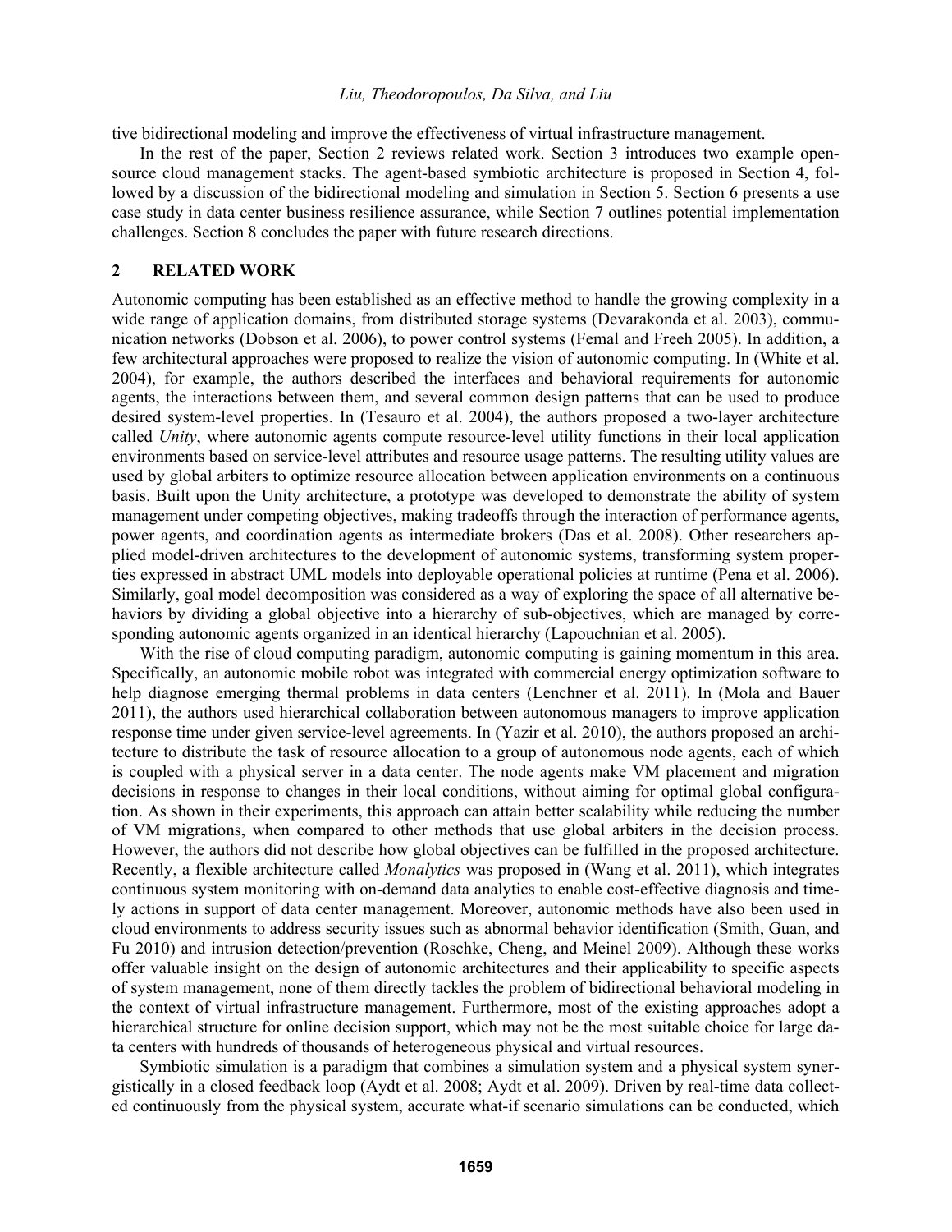tive bidirectional modeling and improve the effectiveness of virtual infrastructure management.

In the rest of the paper, Section 2 reviews related work. Section 3 introduces two example open-source cloud management stacks. The agent-based symbiotic architecture is proposed in Section 4, followed by a discussion of the bidirectional modeling and simulation in Section 5. Section 6 presents a use case study in data center business resilience assurance, while Section 7 outlines potential implementation challenges. Section 8 concludes the paper with future research directions.

## 2 RELATED WORK

Autonomic computing has been established as an effective method to handle the growing complexity in a wide range of application domains, from distributed storage systems (Devarakonda et al. 2003), communication networks (Dobson et al. 2006), to power control systems (Femal and Freeh 2005). In addition, a few architectural approaches were proposed to realize the vision of autonomic computing. In (White et al. 2004), for example, the authors described the interfaces and behavioral requirements for autonomic agents, the interactions between them, and several common design patterns that can be used to produce desired system-level properties. In (Tesauro et al. 2004), the authors proposed a two-layer architecture called *Unity*, where autonomic agents compute resource-level utility functions in their local application environments based on service-level attributes and resource usage patterns. The resulting utility values are used by global arbiters to optimize resource allocation between application environments on a continuous basis. Built upon the Unity architecture, a prototype was developed to demonstrate the ability of system management under competing objectives, making tradeoffs through the interaction of performance agents, power agents, and coordination agents as intermediate brokers (Das et al. 2008). Other researchers applied model-driven architectures to the development of autonomic systems, transforming system properties expressed in abstract UML models into deployable operational policies at runtime (Pena et al. 2006). Similarly, goal model decomposition was considered as a way of exploring the space of all alternative behaviors by dividing a global objective into a hierarchy of sub-objectives, which are managed by corresponding autonomic agents organized in an identical hierarchy (Lapouchnian et al. 2005).

With the rise of cloud computing paradigm, autonomic computing is gaining momentum in this area. Specifically, an autonomic mobile robot was integrated with commercial energy optimization software to help diagnose emerging thermal problems in data centers (Lenchner et al. 2011). In (Mola and Bauer 2011), the authors used hierarchical collaboration between autonomous managers to improve application response time under given service-level agreements. In (Yazir et al. 2010), the authors proposed an architecture to distribute the task of resource allocation to a group of autonomous node agents, each of which is coupled with a physical server in a data center. The node agents make VM placement and migration decisions in response to changes in their local conditions, without aiming for optimal global configuration. As shown in their experiments, this approach can attain better scalability while reducing the number of VM migrations, when compared to other methods that use global arbiters in the decision process. However, the authors did not describe how global objectives can be fulfilled in the proposed architecture. Recently, a flexible architecture called *Monalytics* was proposed in (Wang et al. 2011), which integrates continuous system monitoring with on-demand data analytics to enable cost-effective diagnosis and timely actions in support of data center management. Moreover, autonomic methods have also been used in cloud environments to address security issues such as abnormal behavior identification (Smith, Guan, and Fu 2010) and intrusion detection/prevention (Roschke, Cheng, and Meinel 2009). Although these works offer valuable insight on the design of autonomic architectures and their applicability to specific aspects of system management, none of them directly tackles the problem of bidirectional behavioral modeling in the context of virtual infrastructure management. Furthermore, most of the existing approaches adopt a hierarchical structure for online decision support, which may not be the most suitable choice for large data centers with hundreds of thousands of heterogeneous physical and virtual resources.

Symbiotic simulation is a paradigm that combines a simulation system and a physical system synergistically in a closed feedback loop (Aydt et al. 2008; Aydt et al. 2009). Driven by real-time data collected continuously from the physical system, accurate what-if scenario simulations can be conducted, which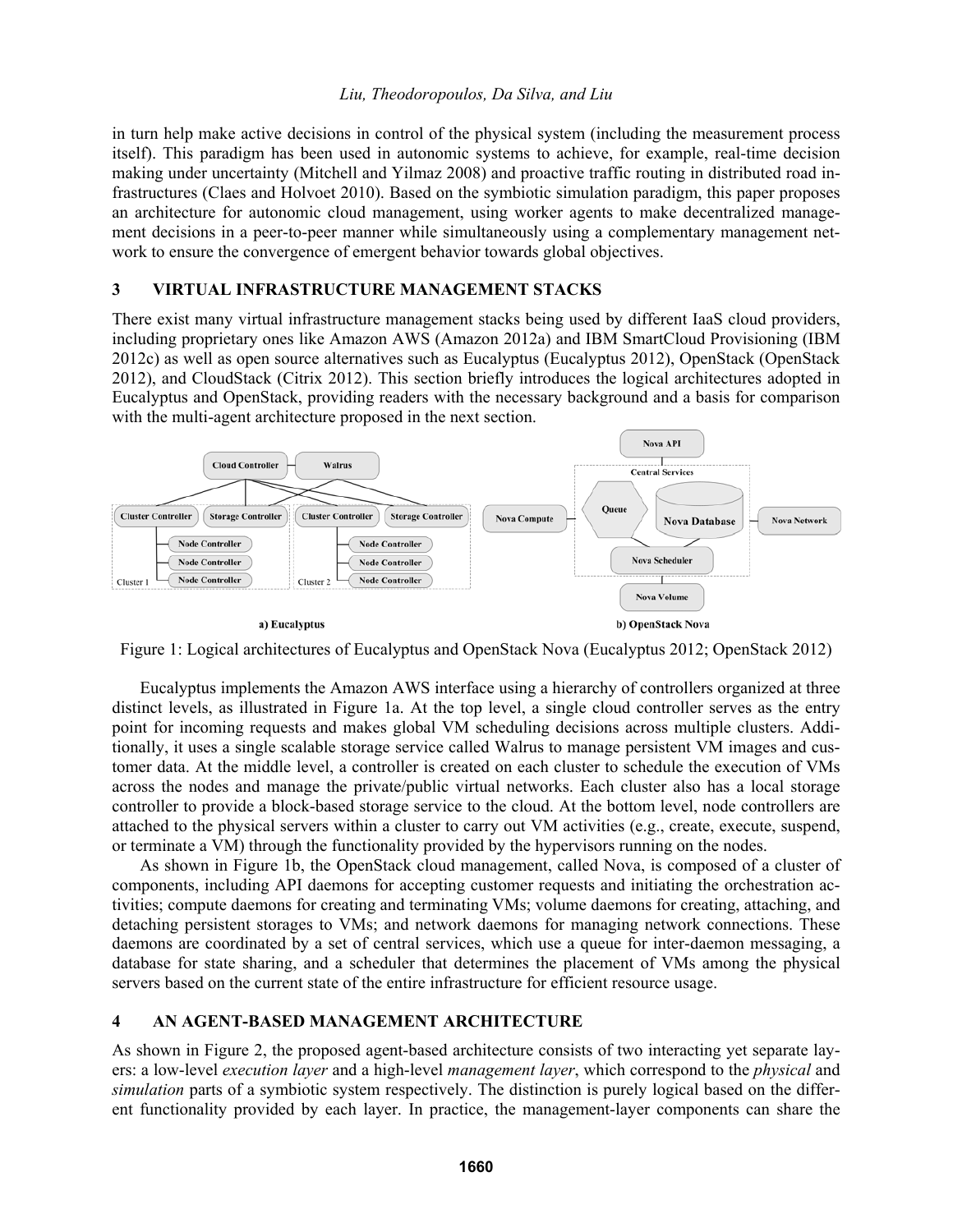in turn help make active decisions in control of the physical system (including the measurement process itself). This paradigm has been used in autonomic systems to achieve, for example, real-time decision making under uncertainty (Mitchell and Yilmaz 2008) and proactive traffic routing in distributed road infrastructures (Claes and Holvoet 2010). Based on the symbiotic simulation paradigm, this paper proposes an architecture for autonomic cloud management, using worker agents to make decentralized management decisions in a peer-to-peer manner while simultaneously using a complementary management network to ensure the convergence of emergent behavior towards global objectives.

## 3 VIRTUAL INFRASTRUCTURE MANAGEMENT STACKS

There exist many virtual infrastructure management stacks being used by different IaaS cloud providers, including proprietary ones like Amazon AWS (Amazon 2012a) and IBM SmartCloud Provisioning (IBM 2012c) as well as open source alternatives such as Eucalyptus (Eucalyptus 2012), OpenStack (OpenStack 2012), and CloudStack (Citrix 2012). This section briefly introduces the logical architectures adopted in Eucalyptus and OpenStack, providing readers with the necessary background and a basis for comparison with the multi-agent architecture proposed in the next section.

Figure 1: Logical architectures of Eucalyptus and OpenStack Nova (Eucalyptus 2012; OpenStack 2012)

Eucalyptus implements the Amazon AWS interface using a hierarchy of controllers organized at three distinct levels, as illustrated in Figure 1a. At the top level, a single cloud controller serves as the entry point for incoming requests and makes global VM scheduling decisions across multiple clusters. Additionally, it uses a single scalable storage service called Walrus to manage persistent VM images and customer data. At the middle level, a controller is created on each cluster to schedule the execution of VMs across the nodes and manage the private/public virtual networks. Each cluster also has a local storage controller to provide a block-based storage service to the cloud. At the bottom level, node controllers are attached to the physical servers within a cluster to carry out VM activities (e.g., create, execute, suspend, or terminate a VM) through the functionality provided by the hypervisors running on the nodes.

As shown in Figure 1b, the OpenStack cloud management, called Nova, is composed of a cluster of components, including API daemons for accepting customer requests and initiating the orchestration activities; compute daemons for creating and terminating VMs; volume daemons for creating, attaching, and detaching persistent storages to VMs; and network daemons for managing network connections. These daemons are coordinated by a set of central services, which use a queue for inter-daemon messaging, a database for state sharing, and a scheduler that determines the placement of VMs among the physical servers based on the current state of the entire infrastructure for efficient resource usage.

## 4 AN AGENT-BASED MANAGEMENT ARCHITECTURE

As shown in Figure 2, the proposed agent-based architecture consists of two interacting yet separate layers: a low-level *execution layer* and a high-level *management layer*, which correspond to the *physical* and *simulation* parts of a symbiotic system respectively. The distinction is purely logical based on the different functionality provided by each layer. In practice, the management-layer components can share the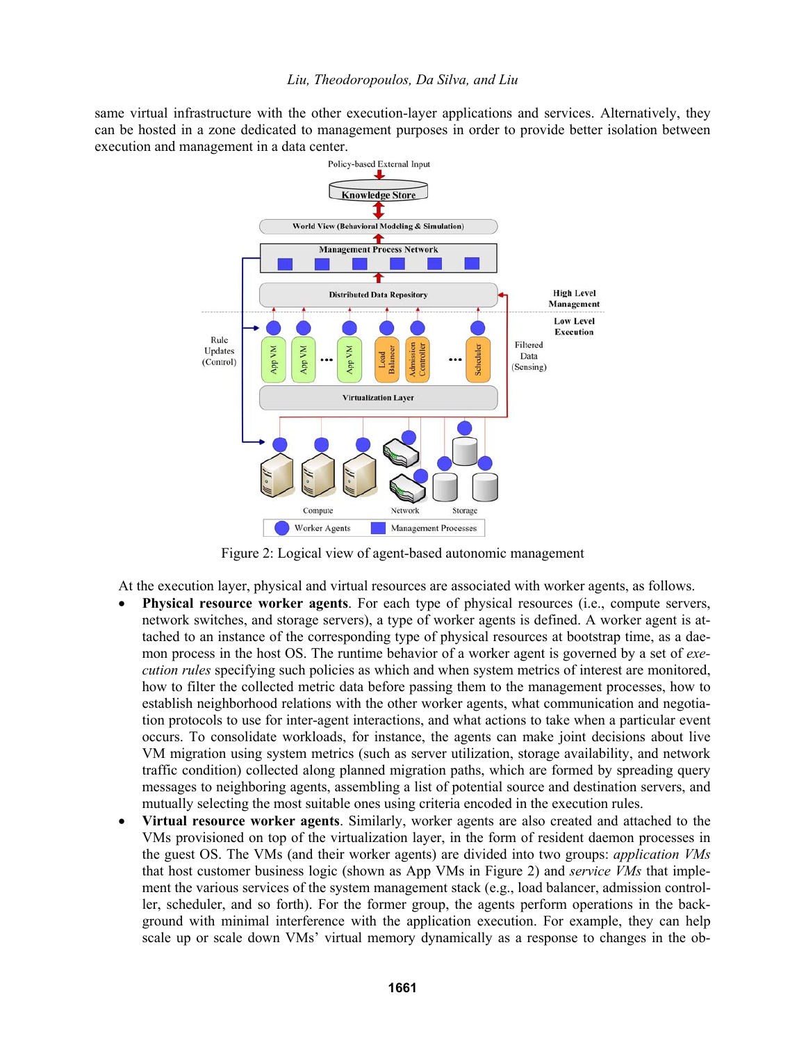same virtual infrastructure with the other execution-layer applications and services. Alternatively, they can be hosted in a zone dedicated to management purposes in order to provide better isolation between execution and management in a data center.

Figure 2: Logical view of agent-based autonomic management

At the execution layer, physical and virtual resources are associated with worker agents, as follows.

- **Physical resource worker agents**. For each type of physical resources (i.e., compute servers, network switches, and storage servers), a type of worker agents is defined. A worker agent is attached to an instance of the corresponding type of physical resources at bootstrap time, as a daemon process in the host OS. The runtime behavior of a worker agent is governed by a set of *execution rules* specifying such policies as which and when system metrics of interest are monitored, how to filter the collected metric data before passing them to the management processes, how to establish neighborhood relations with the other worker agents, what communication and negotiation protocols to use for inter-agent interactions, and what actions to take when a particular event occurs. To consolidate workloads, for instance, the agents can make joint decisions about live VM migration using system metrics (such as server utilization, storage availability, and network traffic condition) collected along planned migration paths, which are formed by spreading query messages to neighboring agents, assembling a list of potential source and destination servers, and mutually selecting the most suitable ones using criteria encoded in the execution rules.
- **Virtual resource worker agents**. Similarly, worker agents are also created and attached to the VMs provisioned on top of the virtualization layer, in the form of resident daemon processes in the guest OS. The VMs (and their worker agents) are divided into two groups: *application VMs* that host customer business logic (shown as App VMs in Figure 2) and *service VMs* that implement the various services of the system management stack (e.g., load balancer, admission controller, scheduler, and so forth). For the former group, the agents perform operations in the background with minimal interference with the application execution. For example, they can help scale up or scale down VMs' virtual memory dynamically as a response to changes in the ob-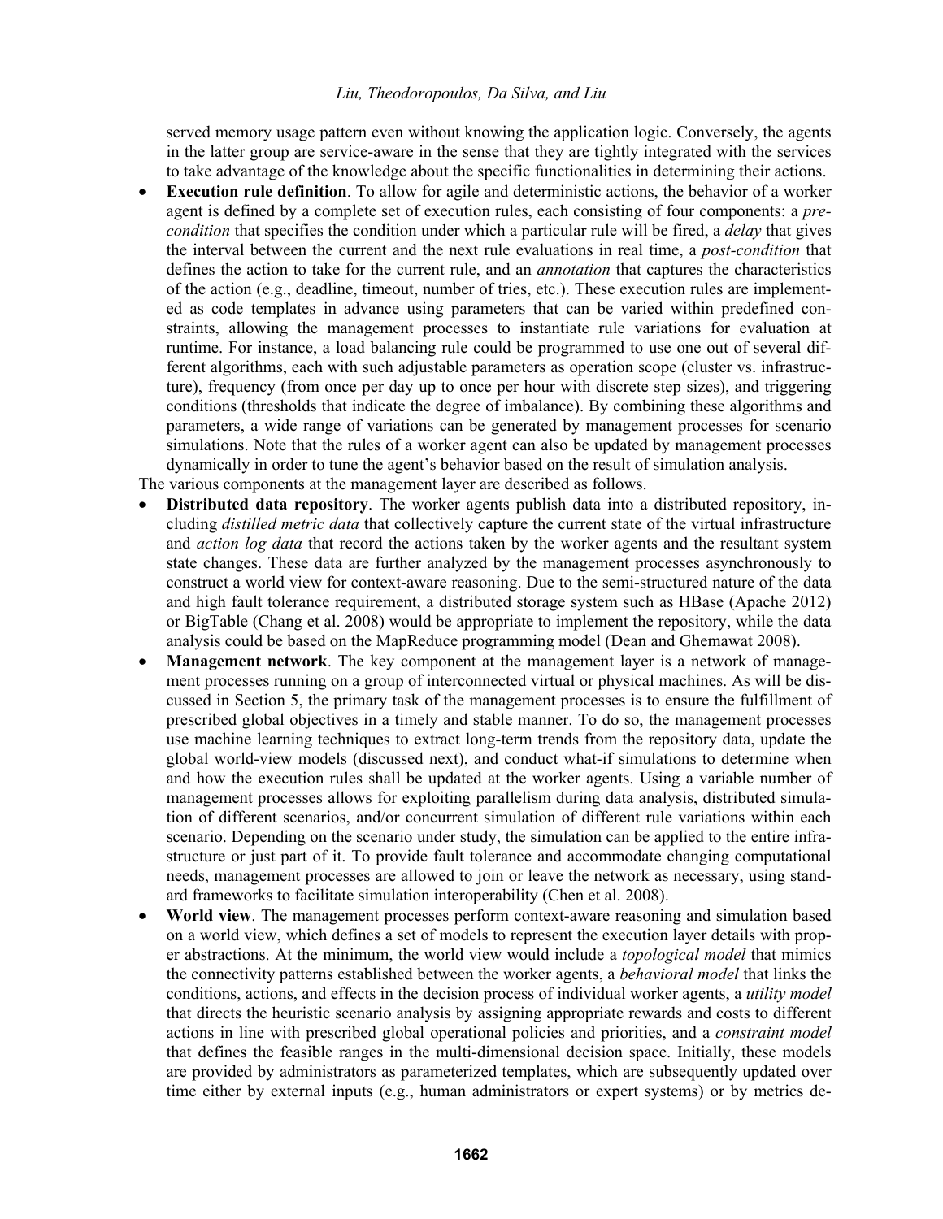served memory usage pattern even without knowing the application logic. Conversely, the agents in the latter group are service-aware in the sense that they are tightly integrated with the services to take advantage of the knowledge about the specific functionalities in determining their actions.

- **Execution rule definition**. To allow for agile and deterministic actions, the behavior of a worker agent is defined by a complete set of execution rules, each consisting of four components: a *pre-condition* that specifies the condition under which a particular rule will be fired, a *delay* that gives the interval between the current and the next rule evaluations in real time, a *post-condition* that defines the action to take for the current rule, and an *annotation* that captures the characteristics of the action (e.g., deadline, timeout, number of tries, etc.). These execution rules are implemented as code templates in advance using parameters that can be varied within predefined constraints, allowing the management processes to instantiate rule variations for evaluation at runtime. For instance, a load balancing rule could be programmed to use one out of several different algorithms, each with such adjustable parameters as operation scope (cluster vs. infrastructure), frequency (from once per day up to once per hour with discrete step sizes), and triggering conditions (thresholds that indicate the degree of imbalance). By combining these algorithms and parameters, a wide range of variations can be generated by management processes for scenario simulations. Note that the rules of a worker agent can also be updated by management processes dynamically in order to tune the agent's behavior based on the result of simulation analysis.

The various components at the management layer are described as follows.

- **Distributed data repository**. The worker agents publish data into a distributed repository, including *distilled metric data* that collectively capture the current state of the virtual infrastructure and *action log data* that record the actions taken by the worker agents and the resultant system state changes. These data are further analyzed by the management processes asynchronously to construct a world view for context-aware reasoning. Due to the semi-structured nature of the data and high fault tolerance requirement, a distributed storage system such as HBase (Apache 2012) or BigTable (Chang et al. 2008) would be appropriate to implement the repository, while the data analysis could be based on the MapReduce programming model (Dean and Ghemawat 2008).
- **Management network**. The key component at the management layer is a network of management processes running on a group of interconnected virtual or physical machines. As will be discussed in Section 5, the primary task of the management processes is to ensure the fulfillment of prescribed global objectives in a timely and stable manner. To do so, the management processes use machine learning techniques to extract long-term trends from the repository data, update the global world-view models (discussed next), and conduct what-if simulations to determine when and how the execution rules shall be updated at the worker agents. Using a variable number of management processes allows for exploiting parallelism during data analysis, distributed simulation of different scenarios, and/or concurrent simulation of different rule variations within each scenario. Depending on the scenario under study, the simulation can be applied to the entire infrastructure or just part of it. To provide fault tolerance and accommodate changing computational needs, management processes are allowed to join or leave the network as necessary, using standard frameworks to facilitate simulation interoperability (Chen et al. 2008).
- **World view**. The management processes perform context-aware reasoning and simulation based on a world view, which defines a set of models to represent the execution layer details with proper abstractions. At the minimum, the world view would include a *topological model* that mimics the connectivity patterns established between the worker agents, a *behavioral model* that links the conditions, actions, and effects in the decision process of individual worker agents, a *utility model* that directs the heuristic scenario analysis by assigning appropriate rewards and costs to different actions in line with prescribed global operational policies and priorities, and a *constraint model* that defines the feasible ranges in the multi-dimensional decision space. Initially, these models are provided by administrators as parameterized templates, which are subsequently updated over time either by external inputs (e.g., human administrators or expert systems) or by metrics de-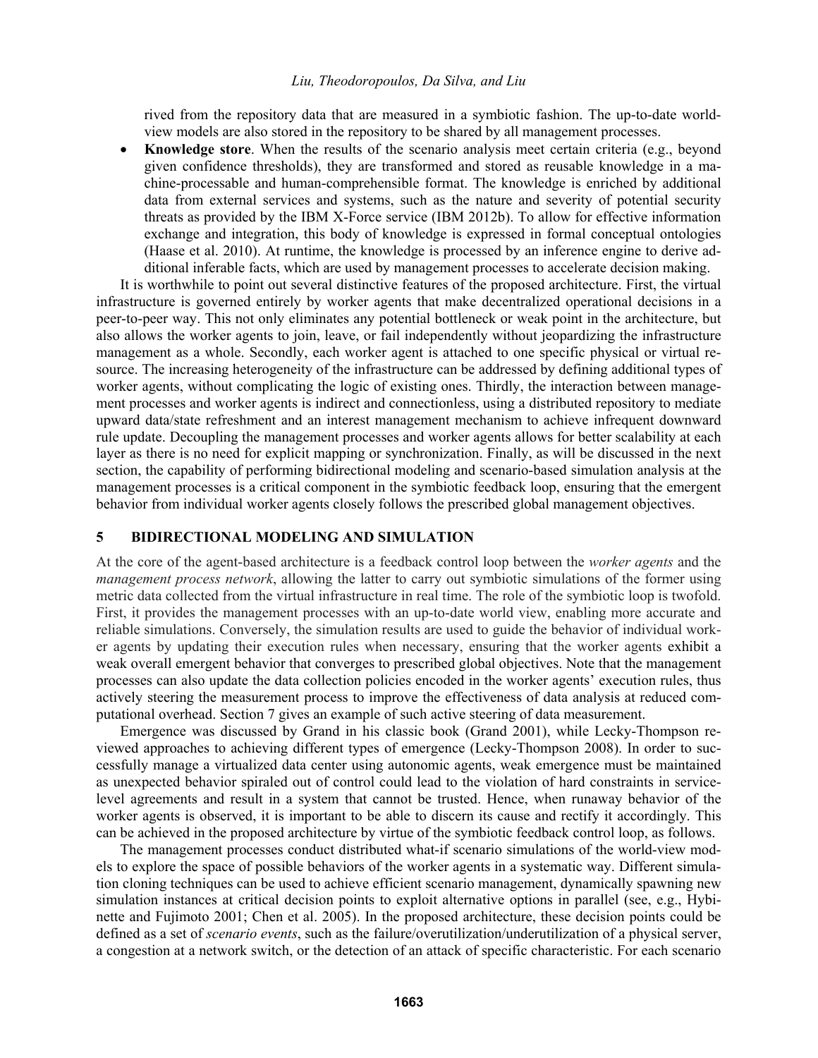rived from the repository data that are measured in a symbiotic fashion. The up-to-date world-view models are also stored in the repository to be shared by all management processes.

- **Knowledge store**. When the results of the scenario analysis meet certain criteria (e.g., beyond given confidence thresholds), they are transformed and stored as reusable knowledge in a machine-processable and human-comprehensible format. The knowledge is enriched by additional data from external services and systems, such as the nature and severity of potential security threats as provided by the IBM X-Force service (IBM 2012b). To allow for effective information exchange and integration, this body of knowledge is expressed in formal conceptual ontologies (Haase et al. 2010). At runtime, the knowledge is processed by an inference engine to derive additional inferable facts, which are used by management processes to accelerate decision making.

It is worthwhile to point out several distinctive features of the proposed architecture. First, the virtual infrastructure is governed entirely by worker agents that make decentralized operational decisions in a peer-to-peer way. This not only eliminates any potential bottleneck or weak point in the architecture, but also allows the worker agents to join, leave, or fail independently without jeopardizing the infrastructure management as a whole. Secondly, each worker agent is attached to one specific physical or virtual resource. The increasing heterogeneity of the infrastructure can be addressed by defining additional types of worker agents, without complicating the logic of existing ones. Thirdly, the interaction between management processes and worker agents is indirect and connectionless, using a distributed repository to mediate upward data/state refreshment and an interest management mechanism to achieve infrequent downward rule update. Decoupling the management processes and worker agents allows for better scalability at each layer as there is no need for explicit mapping or synchronization. Finally, as will be discussed in the next section, the capability of performing bidirectional modeling and scenario-based simulation analysis at the management processes is a critical component in the symbiotic feedback loop, ensuring that the emergent behavior from individual worker agents closely follows the prescribed global management objectives.

## 5 BIDIRECTIONAL MODELING AND SIMULATION

At the core of the agent-based architecture is a feedback control loop between the *worker agents* and the *management process network*, allowing the latter to carry out symbiotic simulations of the former using metric data collected from the virtual infrastructure in real time. The role of the symbiotic loop is twofold. First, it provides the management processes with an up-to-date world view, enabling more accurate and reliable simulations. Conversely, the simulation results are used to guide the behavior of individual worker agents by updating their execution rules when necessary, ensuring that the worker agents exhibit a weak overall emergent behavior that converges to prescribed global objectives. Note that the management processes can also update the data collection policies encoded in the worker agents' execution rules, thus actively steering the measurement process to improve the effectiveness of data analysis at reduced computational overhead. Section 7 gives an example of such active steering of data measurement.

Emergence was discussed by Grand in his classic book (Grand 2001), while Lecky-Thompson reviewed approaches to achieving different types of emergence (Lecky-Thompson 2008). In order to successfully manage a virtualized data center using autonomic agents, weak emergence must be maintained as unexpected behavior spiraled out of control could lead to the violation of hard constraints in service-level agreements and result in a system that cannot be trusted. Hence, when runaway behavior of the worker agents is observed, it is important to be able to discern its cause and rectify it accordingly. This can be achieved in the proposed architecture by virtue of the symbiotic feedback control loop, as follows.

The management processes conduct distributed what-if scenario simulations of the world-view models to explore the space of possible behaviors of the worker agents in a systematic way. Different simulation cloning techniques can be used to achieve efficient scenario management, dynamically spawning new simulation instances at critical decision points to exploit alternative options in parallel (see, e.g., Hybinette and Fujimoto 2001; Chen et al. 2005). In the proposed architecture, these decision points could be defined as a set of *scenario events*, such as the failure/overutilization/underutilization of a physical server, a congestion at a network switch, or the detection of an attack of specific characteristic. For each scenario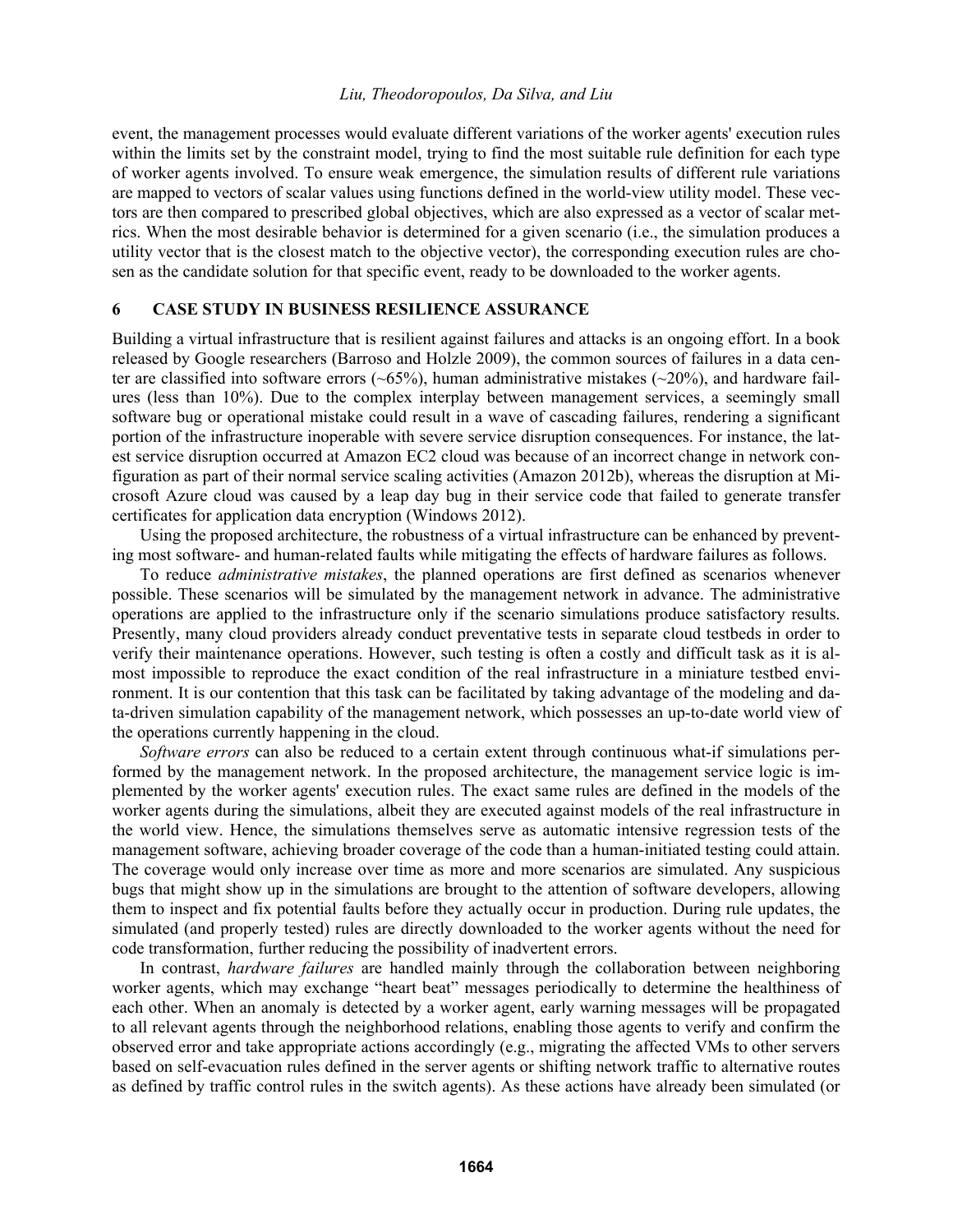event, the management processes would evaluate different variations of the worker agents' execution rules within the limits set by the constraint model, trying to find the most suitable rule definition for each type of worker agents involved. To ensure weak emergence, the simulation results of different rule variations are mapped to vectors of scalar values using functions defined in the world-view utility model. These vectors are then compared to prescribed global objectives, which are also expressed as a vector of scalar metrics. When the most desirable behavior is determined for a given scenario (i.e., the simulation produces a utility vector that is the closest match to the objective vector), the corresponding execution rules are chosen as the candidate solution for that specific event, ready to be downloaded to the worker agents.

## 6 CASE STUDY IN BUSINESS RESILIENCE ASSURANCE

Building a virtual infrastructure that is resilient against failures and attacks is an ongoing effort. In a book released by Google researchers (Barroso and Holzle 2009), the common sources of failures in a data center are classified into software errors (~65%), human administrative mistakes (~20%), and hardware failures (less than 10%). Due to the complex interplay between management services, a seemingly small software bug or operational mistake could result in a wave of cascading failures, rendering a significant portion of the infrastructure inoperable with severe service disruption consequences. For instance, the latest service disruption occurred at Amazon EC2 cloud was because of an incorrect change in network configuration as part of their normal service scaling activities (Amazon 2012b), whereas the disruption at Microsoft Azure cloud was caused by a leap day bug in their service code that failed to generate transfer certificates for application data encryption (Windows 2012).

Using the proposed architecture, the robustness of a virtual infrastructure can be enhanced by preventing most software- and human-related faults while mitigating the effects of hardware failures as follows.

To reduce *administrative mistakes*, the planned operations are first defined as scenarios whenever possible. These scenarios will be simulated by the management network in advance. The administrative operations are applied to the infrastructure only if the scenario simulations produce satisfactory results. Presently, many cloud providers already conduct preventative tests in separate cloud testbeds in order to verify their maintenance operations. However, such testing is often a costly and difficult task as it is almost impossible to reproduce the exact condition of the real infrastructure in a miniature testbed environment. It is our contention that this task can be facilitated by taking advantage of the modeling and data-driven simulation capability of the management network, which possesses an up-to-date world view of the operations currently happening in the cloud.

*Software errors* can also be reduced to a certain extent through continuous what-if simulations performed by the management network. In the proposed architecture, the management service logic is implemented by the worker agents' execution rules. The exact same rules are defined in the models of the worker agents during the simulations, albeit they are executed against models of the real infrastructure in the world view. Hence, the simulations themselves serve as automatic intensive regression tests of the management software, achieving broader coverage of the code than a human-initiated testing could attain. The coverage would only increase over time as more and more scenarios are simulated. Any suspicious bugs that might show up in the simulations are brought to the attention of software developers, allowing them to inspect and fix potential faults before they actually occur in production. During rule updates, the simulated (and properly tested) rules are directly downloaded to the worker agents without the need for code transformation, further reducing the possibility of inadvertent errors.

In contrast, *hardware failures* are handled mainly through the collaboration between neighboring worker agents, which may exchange "heart beat" messages periodically to determine the healthiness of each other. When an anomaly is detected by a worker agent, early warning messages will be propagated to all relevant agents through the neighborhood relations, enabling those agents to verify and confirm the observed error and take appropriate actions accordingly (e.g., migrating the affected VMs to other servers based on self-evacuation rules defined in the server agents or shifting network traffic to alternative routes as defined by traffic control rules in the switch agents). As these actions have already been simulated (or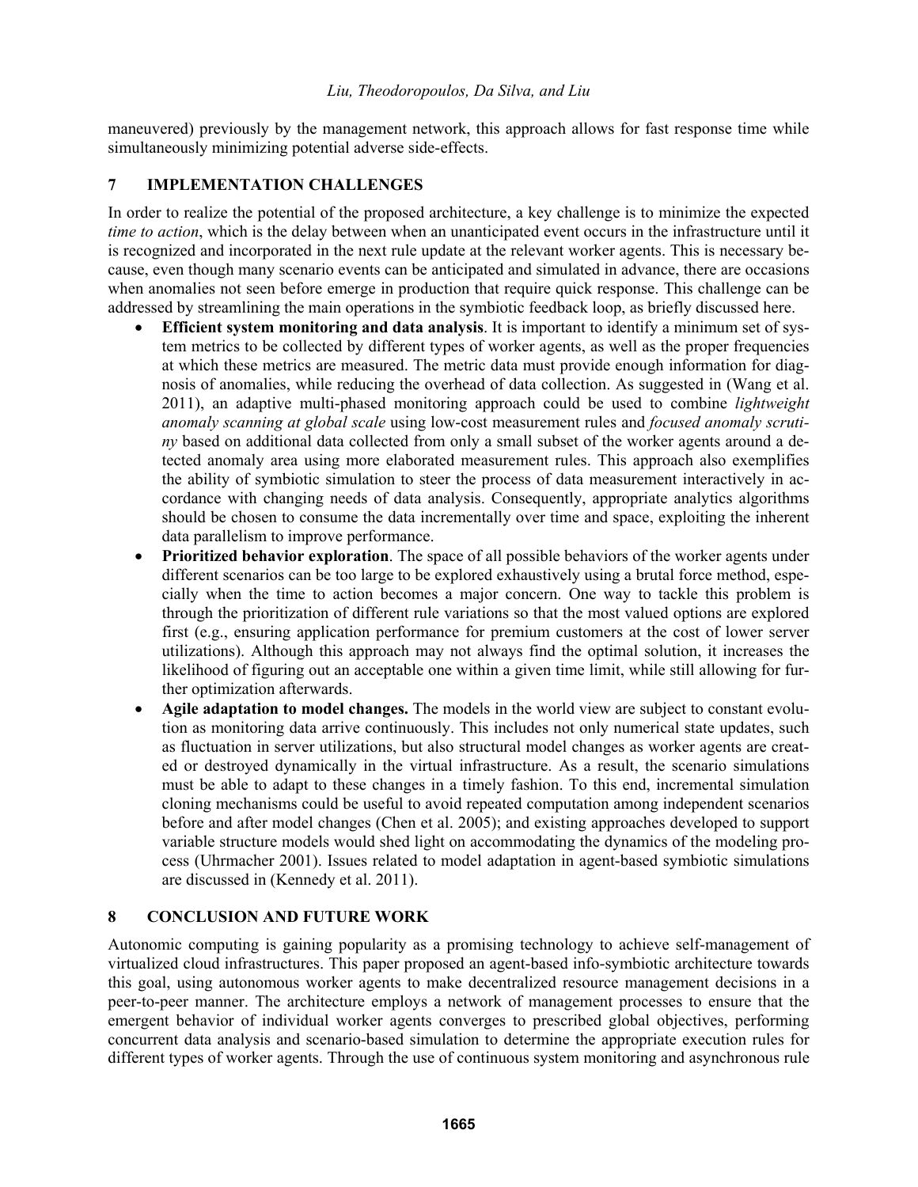maneuvered) previously by the management network, this approach allows for fast response time while simultaneously minimizing potential adverse side-effects.

## 7 IMPLEMENTATION CHALLENGES

In order to realize the potential of the proposed architecture, a key challenge is to minimize the expected *time to action*, which is the delay between when an unanticipated event occurs in the infrastructure until it is recognized and incorporated in the next rule update at the relevant worker agents. This is necessary because, even though many scenario events can be anticipated and simulated in advance, there are occasions when anomalies not seen before emerge in production that require quick response. This challenge can be addressed by streamlining the main operations in the symbiotic feedback loop, as briefly discussed here.

- **Efficient system monitoring and data analysis**. It is important to identify a minimum set of system metrics to be collected by different types of worker agents, as well as the proper frequencies at which these metrics are measured. The metric data must provide enough information for diagnosis of anomalies, while reducing the overhead of data collection. As suggested in (Wang et al. 2011), an adaptive multi-phased monitoring approach could be used to combine *lightweight anomaly scanning at global scale* using low-cost measurement rules and *focused anomaly scrutiny* based on additional data collected from only a small subset of the worker agents around a detected anomaly area using more elaborated measurement rules. This approach also exemplifies the ability of symbiotic simulation to steer the process of data measurement interactively in accordance with changing needs of data analysis. Consequently, appropriate analytics algorithms should be chosen to consume the data incrementally over time and space, exploiting the inherent data parallelism to improve performance.
- **Prioritized behavior exploration**. The space of all possible behaviors of the worker agents under different scenarios can be too large to be explored exhaustively using a brutal force method, especially when the time to action becomes a major concern. One way to tackle this problem is through the prioritization of different rule variations so that the most valued options are explored first (e.g., ensuring application performance for premium customers at the cost of lower server utilizations). Although this approach may not always find the optimal solution, it increases the likelihood of figuring out an acceptable one within a given time limit, while still allowing for further optimization afterwards.
- **Agile adaptation to model changes.** The models in the world view are subject to constant evolution as monitoring data arrive continuously. This includes not only numerical state updates, such as fluctuation in server utilizations, but also structural model changes as worker agents are created or destroyed dynamically in the virtual infrastructure. As a result, the scenario simulations must be able to adapt to these changes in a timely fashion. To this end, incremental simulation cloning mechanisms could be useful to avoid repeated computation among independent scenarios before and after model changes (Chen et al. 2005); and existing approaches developed to support variable structure models would shed light on accommodating the dynamics of the modeling process (Uhrmacher 2001). Issues related to model adaptation in agent-based symbiotic simulations are discussed in (Kennedy et al. 2011).

## 8 CONCLUSION AND FUTURE WORK

Autonomic computing is gaining popularity as a promising technology to achieve self-management of virtualized cloud infrastructures. This paper proposed an agent-based info-symbiotic architecture towards this goal, using autonomous worker agents to make decentralized resource management decisions in a peer-to-peer manner. The architecture employs a network of management processes to ensure that the emergent behavior of individual worker agents converges to prescribed global objectives, performing concurrent data analysis and scenario-based simulation to determine the appropriate execution rules for different types of worker agents. Through the use of continuous system monitoring and asynchronous rule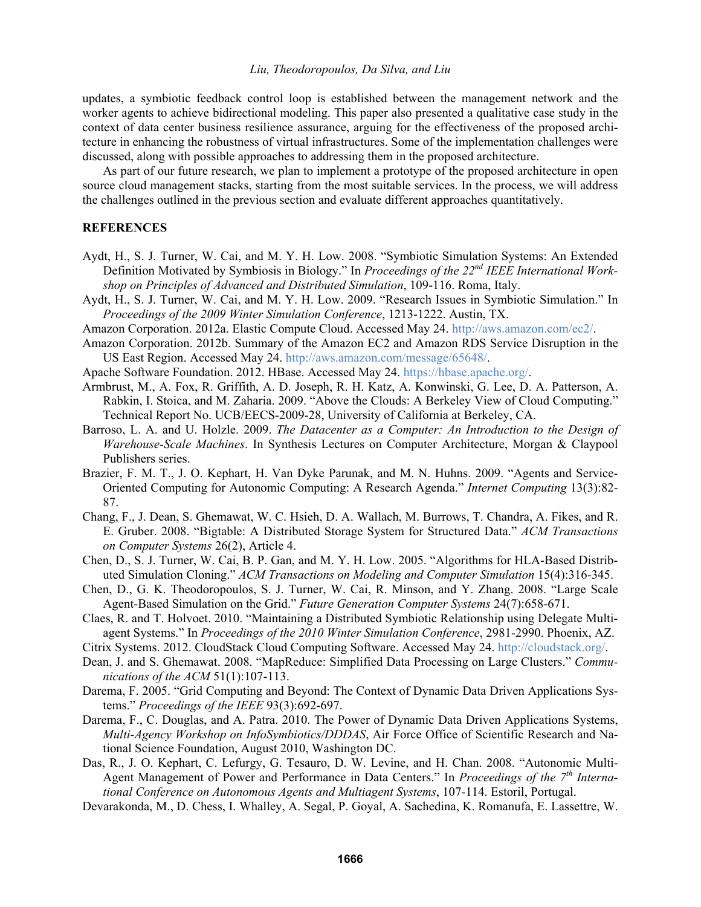updates, a symbiotic feedback control loop is established between the management network and the worker agents to achieve bidirectional modeling. This paper also presented a qualitative case study in the context of data center business resilience assurance, arguing for the effectiveness of the proposed architecture in enhancing the robustness of virtual infrastructures. Some of the implementation challenges were discussed, along with possible approaches to addressing them in the proposed architecture.

As part of our future research, we plan to implement a prototype of the proposed architecture in open source cloud management stacks, starting from the most suitable services. In the process, we will address the challenges outlined in the previous section and evaluate different approaches quantitatively.

## REFERENCES

Aydt, H., S. J. Turner, W. Cai, and M. Y. H. Low. 2008. "Symbiotic Simulation Systems: An Extended Definition Motivated by Symbiosis in Biology." In *Proceedings of the 22nd IEEE International Workshop on Principles of Advanced and Distributed Simulation*, 109-116. Roma, Italy.

Aydt, H., S. J. Turner, W. Cai, and M. Y. H. Low. 2009. "Research Issues in Symbiotic Simulation." In *Proceedings of the 2009 Winter Simulation Conference*, 1213-1222. Austin, TX.

Amazon Corporation. 2012a. Elastic Compute Cloud. Accessed May 24. http://aws.amazon.com/ec2/.

Amazon Corporation. 2012b. Summary of the Amazon EC2 and Amazon RDS Service Disruption in the US East Region. Accessed May 24. http://aws.amazon.com/message/65648/.

Apache Software Foundation. 2012. HBase. Accessed May 24. https://hbase.apache.org/.

Armbrust, M., A. Fox, R. Griffith, A. D. Joseph, R. H. Katz, A. Konwinski, G. Lee, D. A. Patterson, A. Rabkin, I. Stoica, and M. Zaharia. 2009. "Above the Clouds: A Berkeley View of Cloud Computing." Technical Report No. UCB/EECS-2009-28, University of California at Berkeley, CA.

Barroso, L. A. and U. Holzle. 2009. *The Datacenter as a Computer: An Introduction to the Design of Warehouse-Scale Machines*. In Synthesis Lectures on Computer Architecture, Morgan & Claypool Publishers series.

Brazier, F. M. T., J. O. Kephart, H. Van Dyke Parunak, and M. N. Huhns. 2009. "Agents and Service-Oriented Computing for Autonomic Computing: A Research Agenda." *Internet Computing* 13(3):82-87.

Chang, F., J. Dean, S. Ghemawat, W. C. Hsieh, D. A. Wallach, M. Burrows, T. Chandra, A. Fikes, and R. E. Gruber. 2008. "Bigtable: A Distributed Storage System for Structured Data." *ACM Transactions on Computer Systems* 26(2), Article 4.

Chen, D., S. J. Turner, W. Cai, B. P. Gan, and M. Y. H. Low. 2005. "Algorithms for HLA-Based Distributed Simulation Cloning." *ACM Transactions on Modeling and Computer Simulation* 15(4):316-345.

Chen, D., G. K. Theodoropoulos, S. J. Turner, W. Cai, R. Minson, and Y. Zhang. 2008. "Large Scale Agent-Based Simulation on the Grid." *Future Generation Computer Systems* 24(7):658-671.

Claes, R. and T. Holvoet. 2010. "Maintaining a Distributed Symbiotic Relationship using Delegate Multiagent Systems." In *Proceedings of the 2010 Winter Simulation Conference*, 2981-2990. Phoenix, AZ.

Citrix Systems. 2012. CloudStack Cloud Computing Software. Accessed May 24. http://cloudstack.org/.

Dean, J. and S. Ghemawat. 2008. "MapReduce: Simplified Data Processing on Large Clusters." *Communications of the ACM* 51(1):107-113.

Darema, F. 2005. "Grid Computing and Beyond: The Context of Dynamic Data Driven Applications Systems." *Proceedings of the IEEE* 93(3):692-697.

Darema, F., C. Douglas, and A. Patra. 2010. The Power of Dynamic Data Driven Applications Systems, *Multi-Agency Workshop on InfoSymbiotics/DDDAS*, Air Force Office of Scientific Research and National Science Foundation, August 2010, Washington DC.

Das, R., J. O. Kephart, C. Lefurgy, G. Tesauro, D. W. Levine, and H. Chan. 2008. "Autonomic Multi-Agent Management of Power and Performance in Data Centers." In *Proceedings of the 7th International Conference on Autonomous Agents and Multiagent Systems*, 107-114. Estoril, Portugal.

Devarakonda, M., D. Chess, I. Whalley, A. Segal, P. Goyal, A. Sachedina, K. Romanufa, E. Lassettre, W.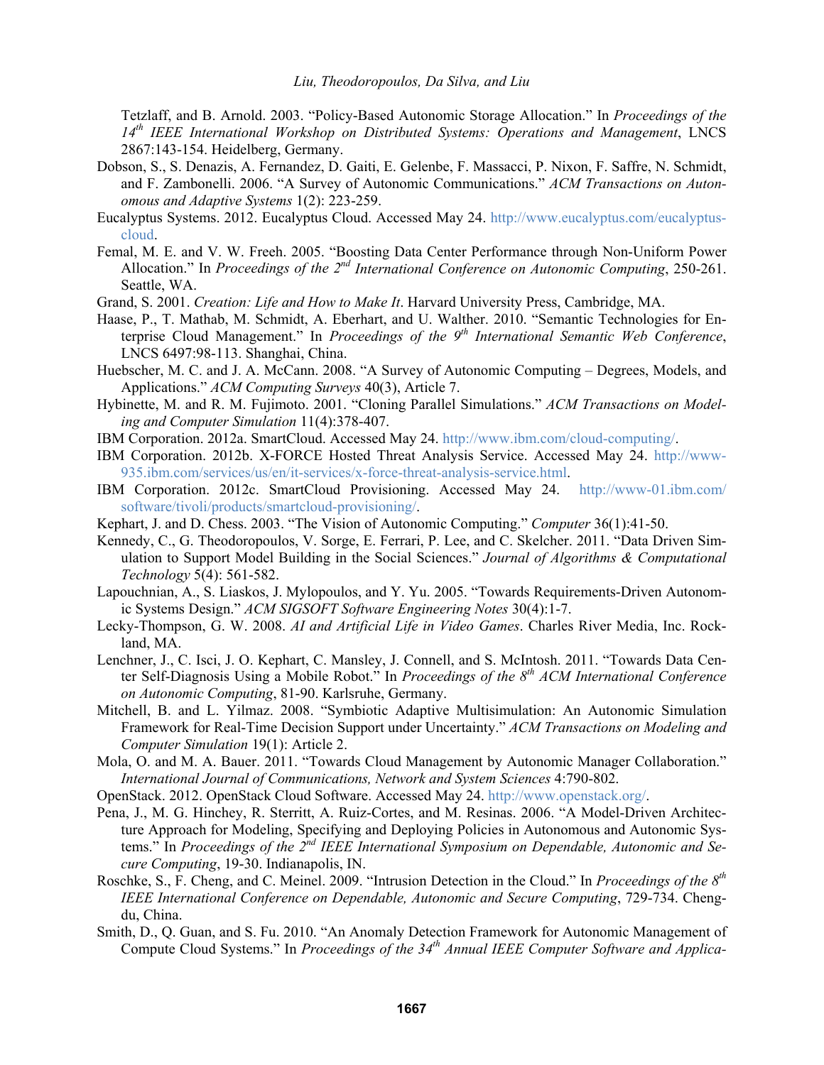Tetzlaff, and B. Arnold. 2003. "Policy-Based Autonomic Storage Allocation." In *Proceedings of the 14th IEEE International Workshop on Distributed Systems: Operations and Management*, LNCS 2867:143-154. Heidelberg, Germany.

Dobson, S., S. Denazis, A. Fernandez, D. Gaiti, E. Gelenbe, F. Massacci, P. Nixon, F. Saffre, N. Schmidt, and F. Zambonelli. 2006. "A Survey of Autonomic Communications." *ACM Transactions on Autonomous and Adaptive Systems* 1(2): 223-259.

Eucalyptus Systems. 2012. Eucalyptus Cloud. Accessed May 24. http://www.eucalyptus.com/eucalyptus-cloud.

Femal, M. E. and V. W. Freeh. 2005. "Boosting Data Center Performance through Non-Uniform Power Allocation." In *Proceedings of the 2nd International Conference on Autonomic Computing*, 250-261. Seattle, WA.

Grand, S. 2001. *Creation: Life and How to Make It*. Harvard University Press, Cambridge, MA.

Haase, P., T. Mathab, M. Schmidt, A. Eberhart, and U. Walther. 2010. "Semantic Technologies for Enterprise Cloud Management." In *Proceedings of the 9th International Semantic Web Conference*, LNCS 6497:98-113. Shanghai, China.

Huebscher, M. C. and J. A. McCann. 2008. "A Survey of Autonomic Computing – Degrees, Models, and Applications." *ACM Computing Surveys* 40(3), Article 7.

Hybinette, M. and R. M. Fujimoto. 2001. "Cloning Parallel Simulations." *ACM Transactions on Modeling and Computer Simulation* 11(4):378-407.

IBM Corporation. 2012a. SmartCloud. Accessed May 24. http://www.ibm.com/cloud-computing/.

IBM Corporation. 2012b. X-FORCE Hosted Threat Analysis Service. Accessed May 24. http://www-935.ibm.com/services/us/en/it-services/x-force-threat-analysis-service.html.

IBM Corporation. 2012c. SmartCloud Provisioning. Accessed May 24. http://www-01.ibm.com/software/tivoli/products/smartcloud-provisioning/.

Kephart, J. and D. Chess. 2003. "The Vision of Autonomic Computing." *Computer* 36(1):41-50.

Kennedy, C., G. Theodoropoulos, V. Sorge, E. Ferrari, P. Lee, and C. Skelcher. 2011. "Data Driven Simulation to Support Model Building in the Social Sciences." *Journal of Algorithms & Computational Technology* 5(4): 561-582.

Lapouchnian, A., S. Liaskos, J. Mylopoulos, and Y. Yu. 2005. "Towards Requirements-Driven Autonomic Systems Design." *ACM SIGSOFT Software Engineering Notes* 30(4):1-7.

Lecky-Thompson, G. W. 2008. *AI and Artificial Life in Video Games*. Charles River Media, Inc. Rockland, MA.

Lenchner, J., C. Isci, J. O. Kephart, C. Mansley, J. Connell, and S. McIntosh. 2011. "Towards Data Center Self-Diagnosis Using a Mobile Robot." In *Proceedings of the 8th ACM International Conference on Autonomic Computing*, 81-90. Karlsruhe, Germany.

Mitchell, B. and L. Yilmaz. 2008. "Symbiotic Adaptive Multisimulation: An Autonomic Simulation Framework for Real-Time Decision Support under Uncertainty." *ACM Transactions on Modeling and Computer Simulation* 19(1): Article 2.

Mola, O. and M. A. Bauer. 2011. "Towards Cloud Management by Autonomic Manager Collaboration." *International Journal of Communications, Network and System Sciences* 4:790-802.

OpenStack. 2012. OpenStack Cloud Software. Accessed May 24. http://www.openstack.org/.

Pena, J., M. G. Hinchey, R. Sterritt, A. Ruiz-Cortes, and M. Resinas. 2006. "A Model-Driven Architecture Approach for Modeling, Specifying and Deploying Policies in Autonomous and Autonomic Systems." In *Proceedings of the 2nd IEEE International Symposium on Dependable, Autonomic and Secure Computing*, 19-30. Indianapolis, IN.

Roschke, S., F. Cheng, and C. Meinel. 2009. "Intrusion Detection in the Cloud." In *Proceedings of the 8th IEEE International Conference on Dependable, Autonomic and Secure Computing*, 729-734. Chengdu, China.

Smith, D., Q. Guan, and S. Fu. 2010. "An Anomaly Detection Framework for Autonomic Management of Compute Cloud Systems." In *Proceedings of the 34th Annual IEEE Computer Software and Applica-*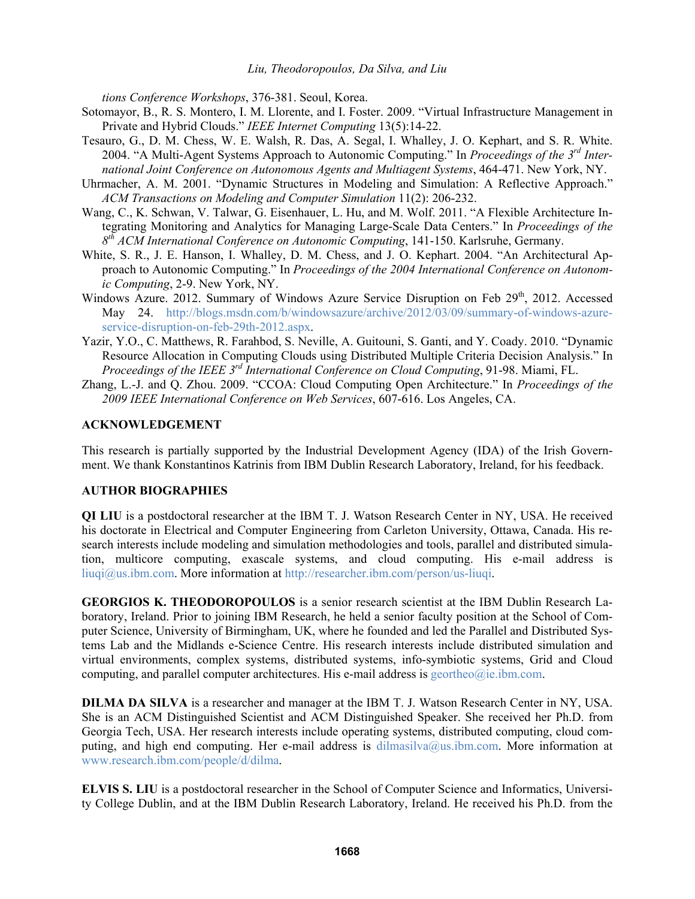*tions Conference Workshops*, 376-381. Seoul, Korea.

Sotomayor, B., R. S. Montero, I. M. Llorente, and I. Foster. 2009. "Virtual Infrastructure Management in Private and Hybrid Clouds." *IEEE Internet Computing* 13(5):14-22.

Tesauro, G., D. M. Chess, W. E. Walsh, R. Das, A. Segal, I. Whalley, J. O. Kephart, and S. R. White. 2004. "A Multi-Agent Systems Approach to Autonomic Computing." In *Proceedings of the 3rd International Joint Conference on Autonomous Agents and Multiagent Systems*, 464-471. New York, NY.

Uhrmacher, A. M. 2001. "Dynamic Structures in Modeling and Simulation: A Reflective Approach." *ACM Transactions on Modeling and Computer Simulation* 11(2): 206-232.

Wang, C., K. Schwan, V. Talwar, G. Eisenhauer, L. Hu, and M. Wolf. 2011. "A Flexible Architecture Integrating Monitoring and Analytics for Managing Large-Scale Data Centers." In *Proceedings of the 8th ACM International Conference on Autonomic Computing*, 141-150. Karlsruhe, Germany.

White, S. R., J. E. Hanson, I. Whalley, D. M. Chess, and J. O. Kephart. 2004. "An Architectural Approach to Autonomic Computing." In *Proceedings of the 2004 International Conference on Autonomic Computing*, 2-9. New York, NY.

Windows Azure. 2012. Summary of Windows Azure Service Disruption on Feb 29th, 2012. Accessed May 24. http://blogs.msdn.com/b/windowsazure/archive/2012/03/09/summary-of-windows-azure-service-disruption-on-feb-29th-2012.aspx.

Yazir, Y.O., C. Matthews, R. Farahbod, S. Neville, A. Guitouni, S. Ganti, and Y. Coady. 2010. "Dynamic Resource Allocation in Computing Clouds using Distributed Multiple Criteria Decision Analysis." In *Proceedings of the IEEE 3rd International Conference on Cloud Computing*, 91-98. Miami, FL.

Zhang, L.-J. and Q. Zhou. 2009. "CCOA: Cloud Computing Open Architecture." In *Proceedings of the 2009 IEEE International Conference on Web Services*, 607-616. Los Angeles, CA.

## ACKNOWLEDGEMENT

This research is partially supported by the Industrial Development Agency (IDA) of the Irish Government. We thank Konstantinos Katrinis from IBM Dublin Research Laboratory, Ireland, for his feedback.

## AUTHOR BIOGRAPHIES

**QI LIU** is a postdoctoral researcher at the IBM T. J. Watson Research Center in NY, USA. He received his doctorate in Electrical and Computer Engineering from Carleton University, Ottawa, Canada. His research interests include modeling and simulation methodologies and tools, parallel and distributed simulation, multicore computing, exascale systems, and cloud computing. His e-mail address is liuqi@us.ibm.com. More information at http://researcher.ibm.com/person/us-liuqi.

**GEORGIOS K. THEODOROPOULOS** is a senior research scientist at the IBM Dublin Research Laboratory, Ireland. Prior to joining IBM Research, he held a senior faculty position at the School of Computer Science, University of Birmingham, UK, where he founded and led the Parallel and Distributed Systems Lab and the Midlands e-Science Centre. His research interests include distributed simulation and virtual environments, complex systems, distributed systems, info-symbiotic systems, Grid and Cloud computing, and parallel computer architectures. His e-mail address is geortheo@ie.ibm.com.

**DILMA DA SILVA** is a researcher and manager at the IBM T. J. Watson Research Center in NY, USA. She is an ACM Distinguished Scientist and ACM Distinguished Speaker. She received her Ph.D. from Georgia Tech, USA. Her research interests include operating systems, distributed computing, cloud computing, and high end computing. Her e-mail address is dilmasilva@us.ibm.com. More information at www.research.ibm.com/people/d/dilma.

**ELVIS S. LIU** is a postdoctoral researcher in the School of Computer Science and Informatics, University College Dublin, and at the IBM Dublin Research Laboratory, Ireland. He received his Ph.D. from the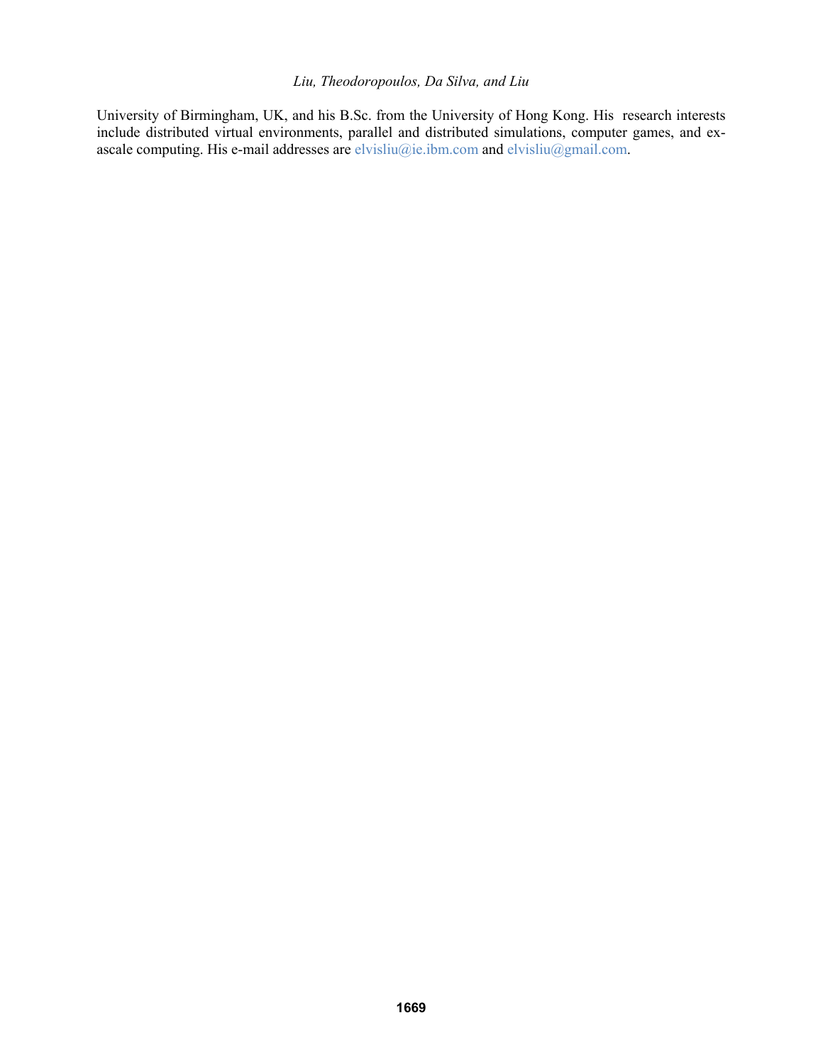University of Birmingham, UK, and his B.Sc. from the University of Hong Kong. His research interests include distributed virtual environments, parallel and distributed simulations, computer games, and exascale computing. His e-mail addresses are elvisliu@ie.ibm.com and elvisliu@gmail.com.